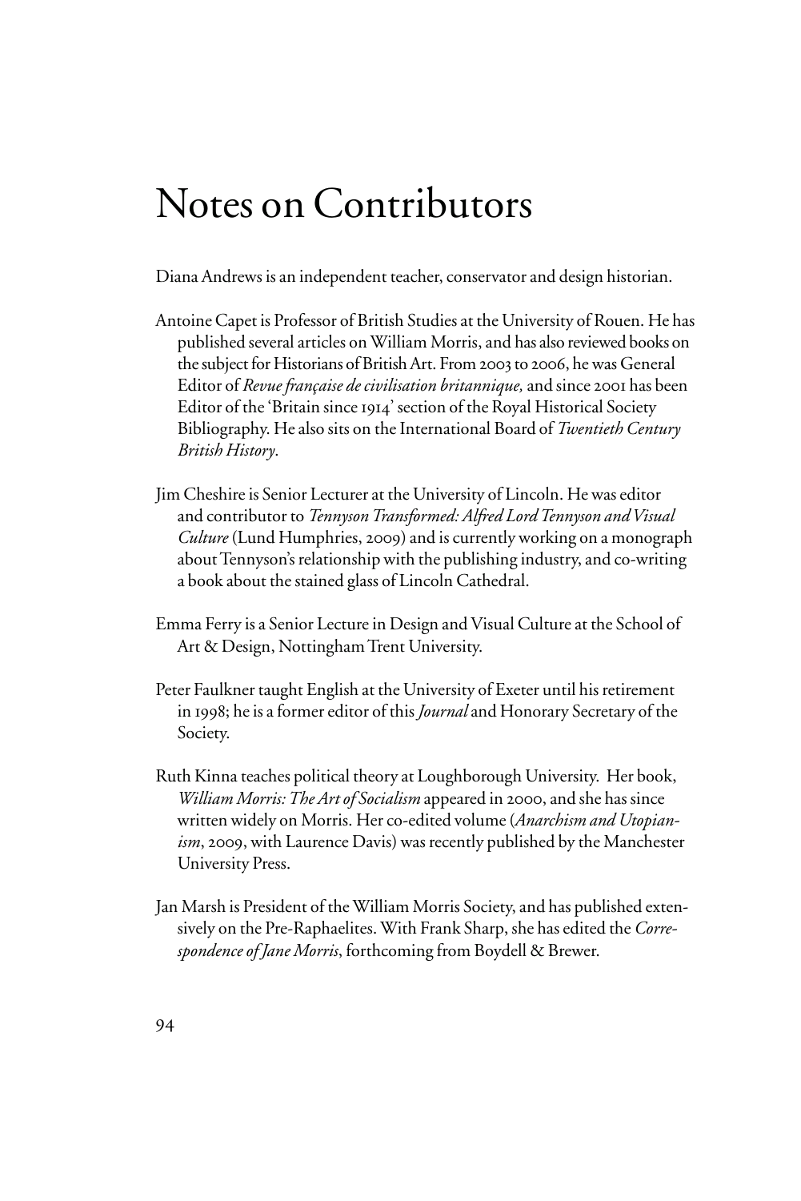# Notes on Contributors

Diana Andrews is an independent teacher, conservator and design historian.

Antoine Capet is Professor of British Studies at the University of Rouen. He has published several articles on William Morris, and has also reviewed books on the subject for Historians of British Art. From 2003 to 2006, he was General Editor of *Revue française de civilisation britannique,* and since 2001 has been Editor of the 'Britain since 1914' section of the Royal Historical Society Bibliography. He also sits on the International Board of *Twentieth Century British History*.

Jim Cheshire is Senior Lecturer at the University of Lincoln. He was editor and contributor to *Tennyson Transformed: Alfred Lord Tennyson and Visual Culture* (Lund Humphries, 2009) and is currently working on a monograph about Tennyson's relationship with the publishing industry, and co-writing a book about the stained glass of Lincoln Cathedral.

Emma Ferry is a Senior Lecture in Design and Visual Culture at the School of Art & Design, Nottingham Trent University.

Peter Faulkner taught English at the University of Exeter until his retirement in 1998; he is a former editor of this *Journal* and Honorary Secretary of the Society.

Ruth Kinna teaches political theory at Loughborough University. Her book, *William Morris: The Art of Socialism* appeared in 2000, and she has since written widely on Morris. Her co-edited volume (*Anarchism and Utopianism*, 2009, with Laurence Davis) was recently published by the Manchester University Press.

Jan Marsh is President of the William Morris Society, and has published extensively on the Pre-Raphaelites. With Frank Sharp, she has edited the *Correspondence of Jane Morris*, forthcoming from Boydell & Brewer.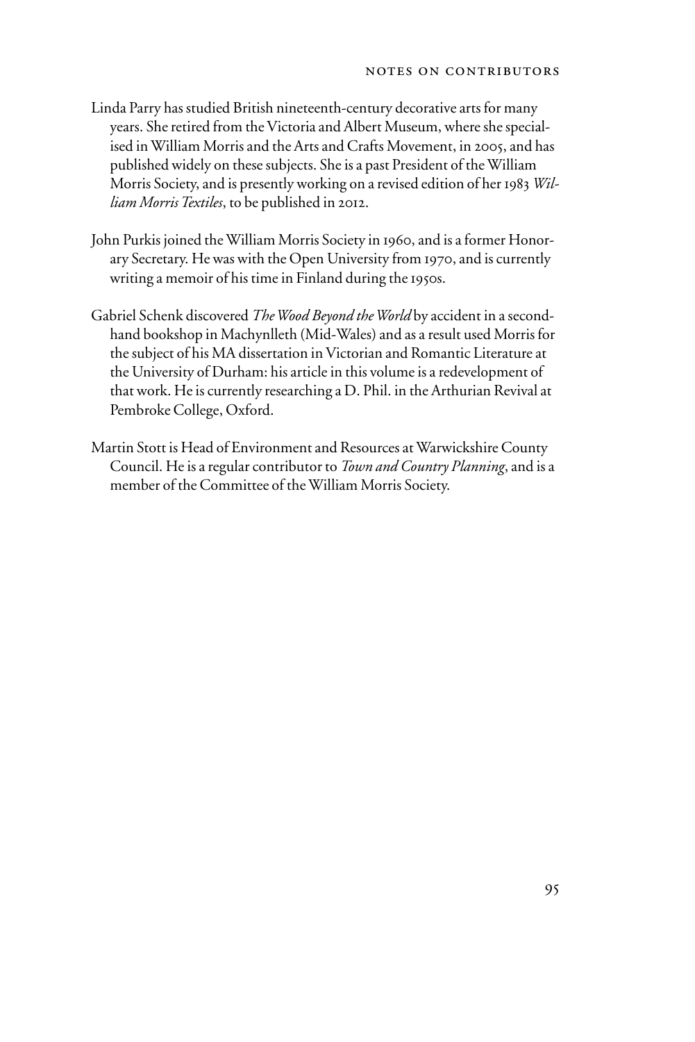Linda Parry has studied British nineteenth-century decorative arts for many years. She retired from the Victoria and Albert Museum, where she specialised in William Morris and the Arts and Crafts Movement, in 2005, and has published widely on these subjects. She is a past President of the William Morris Society, and is presently working on a revised edition of her 1983 *William Morris Textiles*, to be published in 2012.

John Purkis joined the William Morris Society in 1960, and is a former Honorary Secretary. He was with the Open University from 1970, and is currently writing a memoir of his time in Finland during the 1950s.

Gabriel Schenk discovered *The Wood Beyond the World* by accident in a second-hand bookshop in Machynlleth (Mid-Wales) and as a result used Morris for the subject of his MA dissertation in Victorian and Romantic Literature at the University of Durham: his article in this volume is a redevelopment of that work. He is currently researching a D. Phil. in the Arthurian Revival at Pembroke College, Oxford.

Martin Stott is Head of Environment and Resources at Warwickshire County Council. He is a regular contributor to *Town and Country Planning*, and is a member of the Committee of the William Morris Society.